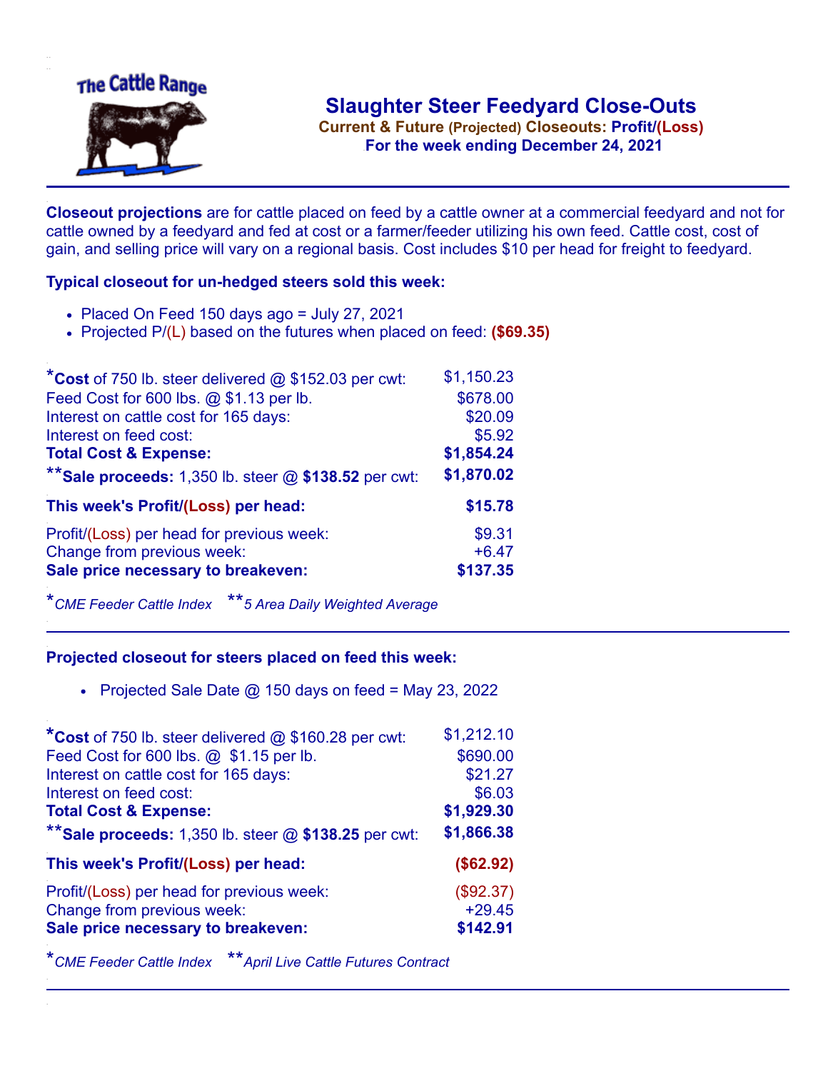# Slaughter Steer Feedyard Close-Outs

**Current & Future (Projected) Closeouts: Profit/(Loss)**

**For the week ending December 24, 2021**

**Closeout projections** are for cattle placed on feed by a cattle owner at a commercial feedyard and not for cattle owned by a feedyard and fed at cost or a farmer/feeder utilizing his own feed. Cattle cost, cost of gain, and selling price will vary on a regional basis. Cost includes $10 per head for freight to feedyard.

### Typical closeout for un-hedged steers sold this week:

- Placed On Feed 150 days ago = July 27, 2021
- Projected P/(L) based on the futures when placed on feed: **($69.35)**

| | |
|---|---|
| ***Cost** of 750 lb. steer delivered @ $152.03 per cwt: | $1,150.23 |
| Feed Cost for 600 lbs. @ $1.13 per lb. | $678.00 |
| Interest on cattle cost for 165 days: | $20.09 |
| Interest on feed cost: | $5.92 |
| **Total Cost & Expense:** | **$1,854.24** |
| ****Sale proceeds:** 1,350 lb. steer @ **$138.52** per cwt: | **$1,870.02** |
| **This week's Profit/(Loss) per head:** | **$15.78** |
| Profit/(Loss) per head for previous week: | $9.31 |
| Change from previous week: | +6.47 |
| **Sale price necessary to breakeven:** | **$137.35** |

**CME Feeder Cattle Index* ***5 Area Daily Weighted Average*

### Projected closeout for steers placed on feed this week:

- Projected Sale Date @ 150 days on feed = May 23, 2022

| | |
|---|---|
| ***Cost** of 750 lb. steer delivered @ $160.28 per cwt: | $1,212.10 |
| Feed Cost for 600 lbs. @ $1.15 per lb. | $690.00 |
| Interest on cattle cost for 165 days: | $21.27 |
| Interest on feed cost: | $6.03 |
| **Total Cost & Expense:** | **$1,929.30** |
| ****Sale proceeds:** 1,350 lb. steer @ **$138.25** per cwt: | **$1,866.38** |
| **This week's Profit/(Loss) per head:** | **($62.92)** |
| Profit/(Loss) per head for previous week: | ($92.37) |
| Change from previous week: | +29.45 |
| **Sale price necessary to breakeven:** | **$142.91** |

**CME Feeder Cattle Index* ***April Live Cattle Futures Contract*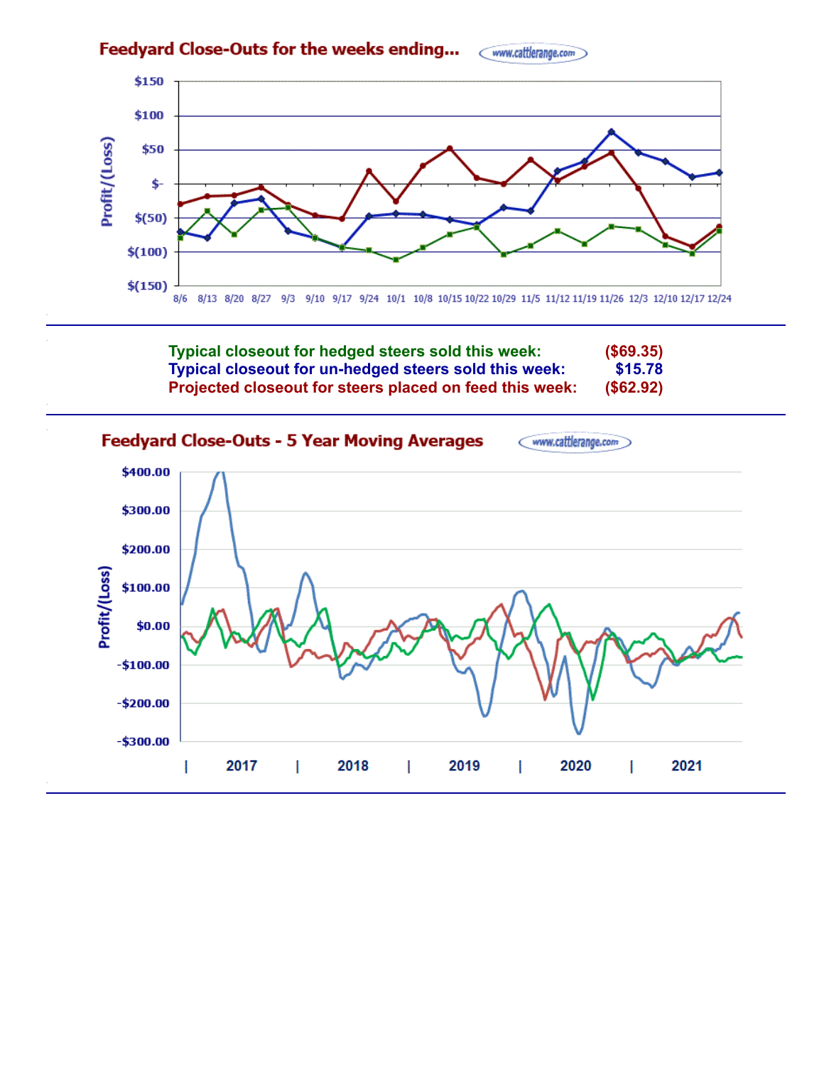## Feedyard Close-Outs for the weeks ending...

www.cattlerange.com

$150
$100
$50
$-
$(50)
$(100)
$(150)

Profit/(Loss)

8/6 8/13 8/20 8/27 9/3 9/10 9/17 9/24 10/1 10/8 10/15 10/22 10/29 11/5 11/12 11/19 11/26 12/3 12/10 12/17 12/24

---

**Typical closeout for hedged steers sold this week:** **($69.35)**
**Typical closeout for un-hedged steers sold this week:** **$15.78**
**Projected closeout for steers placed on feed this week:** **($62.92)**

---

## Feedyard Close-Outs - 5 Year Moving Averages

www.cattlerange.com

$400.00
$300.00
$200.00
$100.00
$0.00
-$100.00
-$200.00
-$300.00

Profit/(Loss)

| 2017 | 2018 | 2019 | 2020 | 2021